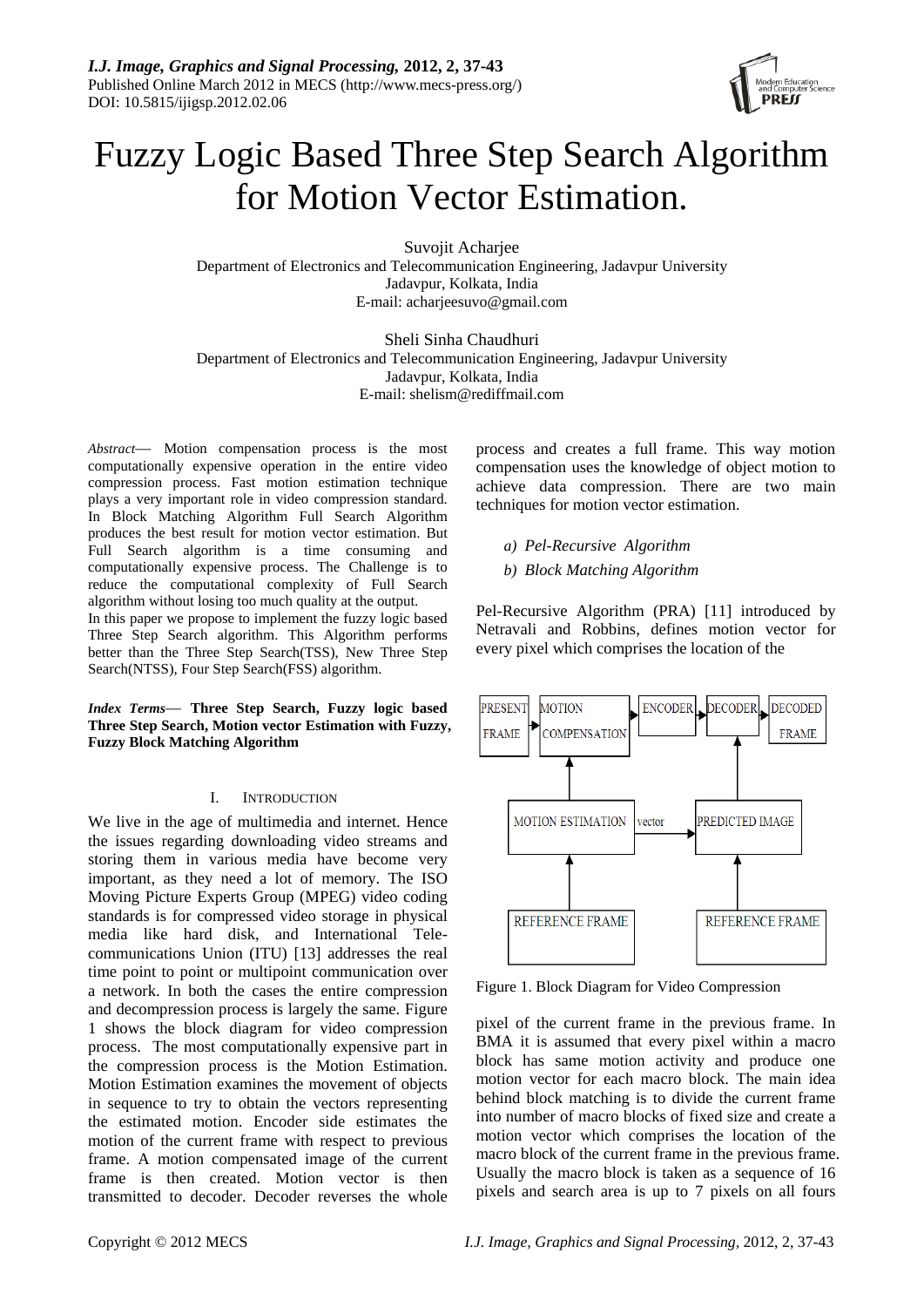# Fuzzy Logic Based Three Step Search Algorithm for Motion Vector Estimation.

Suvojit Acharjee
Department of Electronics and Telecommunication Engineering, Jadavpur University
Jadavpur, Kolkata, India
E-mail: acharjeesuvo@gmail.com

Sheli Sinha Chaudhuri
Department of Electronics and Telecommunication Engineering, Jadavpur University
Jadavpur, Kolkata, India
E-mail: shelism@rediffmail.com

*Abstract*— Motion compensation process is the most computationally expensive operation in the entire video compression process. Fast motion estimation technique plays a very important role in video compression standard. In Block Matching Algorithm Full Search Algorithm produces the best result for motion vector estimation. But Full Search algorithm is a time consuming and computationally expensive process. The Challenge is to reduce the computational complexity of Full Search algorithm without losing too much quality at the output.
In this paper we propose to implement the fuzzy logic based Three Step Search algorithm. This Algorithm performs better than the Three Step Search(TSS), New Three Step Search(NTSS), Four Step Search(FSS) algorithm.

***Index Terms***— **Three Step Search, Fuzzy logic based Three Step Search, Motion vector Estimation with Fuzzy, Fuzzy Block Matching Algorithm**

## I. Introduction

We live in the age of multimedia and internet. Hence the issues regarding downloading video streams and storing them in various media have become very important, as they need a lot of memory. The ISO Moving Picture Experts Group (MPEG) video coding standards is for compressed video storage in physical media like hard disk, and International Tele-communications Union (ITU) [13] addresses the real time point to point or multipoint communication over a network. In both the cases the entire compression and decompression process is largely the same. Figure 1 shows the block diagram for video compression process. The most computationally expensive part in the compression process is the Motion Estimation. Motion Estimation examines the movement of objects in sequence to try to obtain the vectors representing the estimated motion. Encoder side estimates the motion of the current frame with respect to previous frame. A motion compensated image of the current frame is then created. Motion vector is then transmitted to decoder. Decoder reverses the whole process and creates a full frame. This way motion compensation uses the knowledge of object motion to achieve data compression. There are two main techniques for motion vector estimation.

*a) Pel-Recursive Algorithm*

*b) Block Matching Algorithm*

Pel-Recursive Algorithm (PRA) [11] introduced by Netravali and Robbins, defines motion vector for every pixel which comprises the location of the

PRESENT FRAME → MOTION COMPENSATION → ENCODER → DECODER → DECODED FRAME
REFERENCE FRAME → MOTION ESTIMATION → (vector) → PREDICTED IMAGE ← REFERENCE FRAME

Figure 1. Block Diagram for Video Compression

pixel of the current frame in the previous frame. In BMA it is assumed that every pixel within a macro block has same motion activity and produce one motion vector for each macro block. The main idea behind block matching is to divide the current frame into number of macro blocks of fixed size and create a motion vector which comprises the location of the macro block of the current frame in the previous frame. Usually the macro block is taken as a sequence of 16 pixels and search area is up to 7 pixels on all fours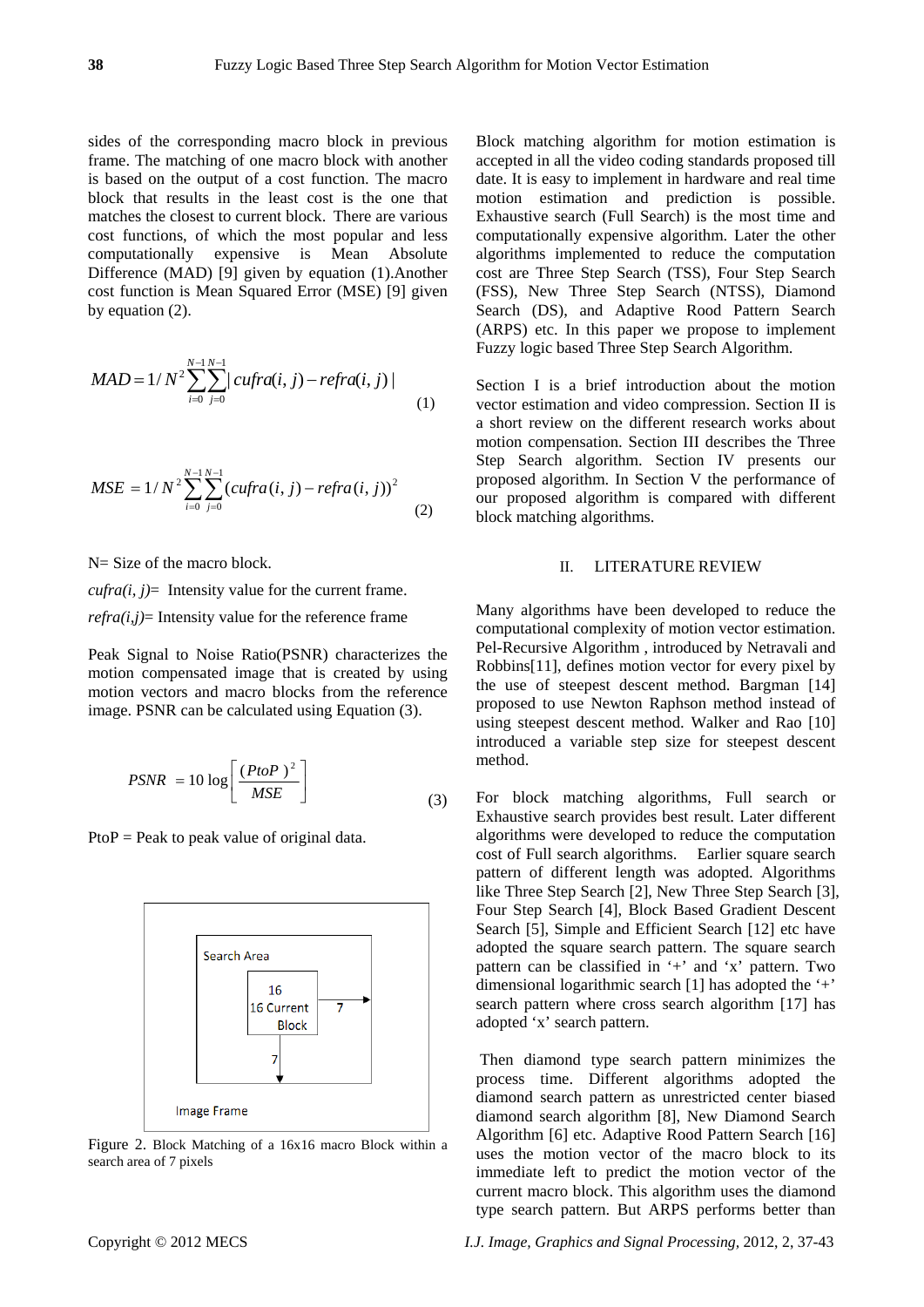sides of the corresponding macro block in previous frame. The matching of one macro block with another is based on the output of a cost function. The macro block that results in the least cost is the one that matches the closest to current block. There are various cost functions, of which the most popular and less computationally expensive is Mean Absolute Difference (MAD) [9] given by equation (1).Another cost function is Mean Squared Error (MSE) [9] given by equation (2).

$$MAD = 1/N^2 \sum_{i=0}^{N-1}\sum_{j=0}^{N-1} | cufra(i,j) - refra(i,j) | \quad (1)$$

$$MSE = 1/N^2 \sum_{i=0}^{N-1}\sum_{j=0}^{N-1} (cufra(i,j) - refra(i,j))^2 \quad (2)$$

N= Size of the macro block.

*cufra(i, j)*= Intensity value for the current frame.

*refra(i,j)*= Intensity value for the reference frame

Peak Signal to Noise Ratio(PSNR) characterizes the motion compensated image that is created by using motion vectors and macro blocks from the reference image. PSNR can be calculated using Equation (3).

$$PSNR = 10 \log \left[ \frac{(PtoP)^2}{MSE} \right] \quad (3)$$

PtoP = Peak to peak value of original data.

Figure 2. Block Matching of a 16x16 macro Block within a search area of 7 pixels

Block matching algorithm for motion estimation is accepted in all the video coding standards proposed till date. It is easy to implement in hardware and real time motion estimation and prediction is possible. Exhaustive search (Full Search) is the most time and computationally expensive algorithm. Later the other algorithms implemented to reduce the computation cost are Three Step Search (TSS), Four Step Search (FSS), New Three Step Search (NTSS), Diamond Search (DS), and Adaptive Rood Pattern Search (ARPS) etc. In this paper we propose to implement Fuzzy logic based Three Step Search Algorithm.

Section I is a brief introduction about the motion vector estimation and video compression. Section II is a short review on the different research works about motion compensation. Section III describes the Three Step Search algorithm. Section IV presents our proposed algorithm. In Section V the performance of our proposed algorithm is compared with different block matching algorithms.

## II. LITERATURE REVIEW

Many algorithms have been developed to reduce the computational complexity of motion vector estimation. Pel-Recursive Algorithm , introduced by Netravali and Robbins[11], defines motion vector for every pixel by the use of steepest descent method. Bargman [14] proposed to use Newton Raphson method instead of using steepest descent method. Walker and Rao [10] introduced a variable step size for steepest descent method.

For block matching algorithms, Full search or Exhaustive search provides best result. Later different algorithms were developed to reduce the computation cost of Full search algorithms. Earlier square search pattern of different length was adopted. Algorithms like Three Step Search [2], New Three Step Search [3], Four Step Search [4], Block Based Gradient Descent Search [5], Simple and Efficient Search [12] etc have adopted the square search pattern. The square search pattern can be classified in '+' and 'x' pattern. Two dimensional logarithmic search [1] has adopted the '+' search pattern where cross search algorithm [17] has adopted 'x' search pattern.

Then diamond type search pattern minimizes the process time. Different algorithms adopted the diamond search pattern as unrestricted center biased diamond search algorithm [8], New Diamond Search Algorithm [6] etc. Adaptive Rood Pattern Search [16] uses the motion vector of the macro block to its immediate left to predict the motion vector of the current macro block. This algorithm uses the diamond type search pattern. But ARPS performs better than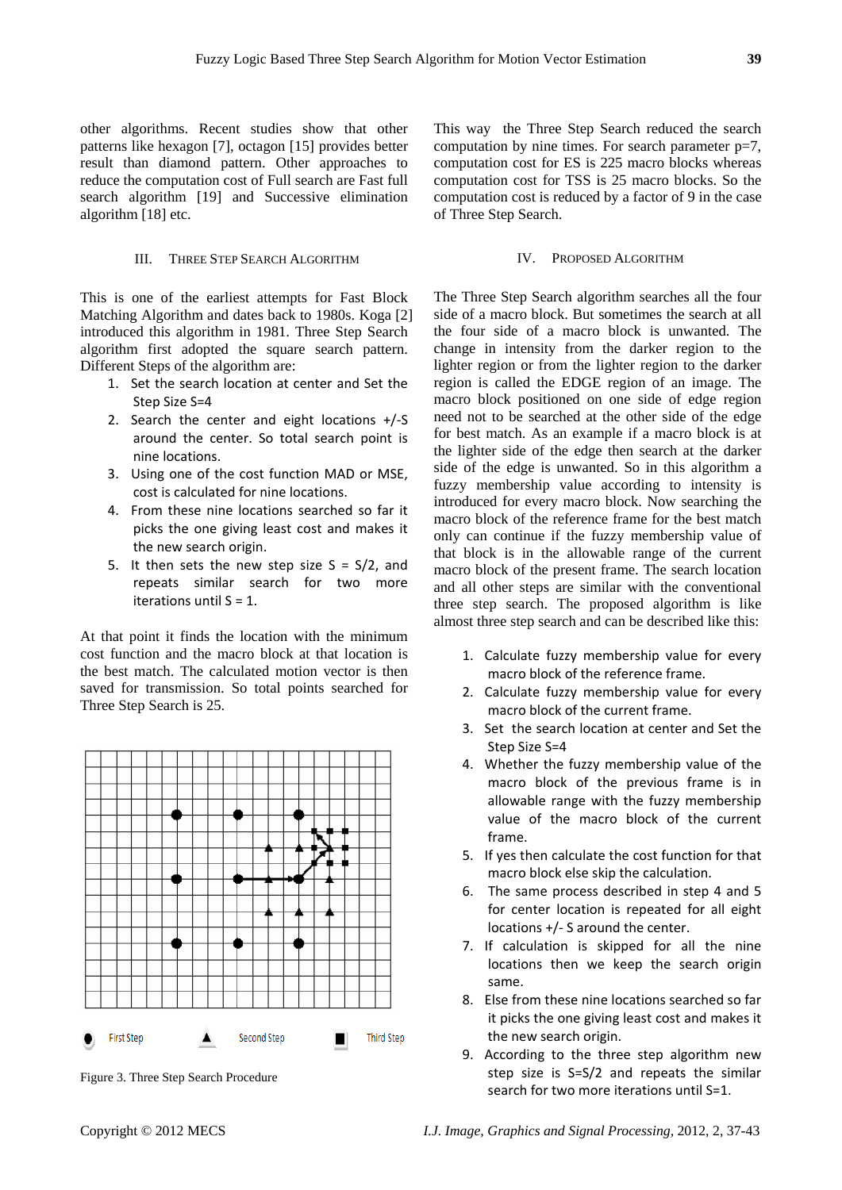other algorithms. Recent studies show that other patterns like hexagon [7], octagon [15] provides better result than diamond pattern. Other approaches to reduce the computation cost of Full search are Fast full search algorithm [19] and Successive elimination algorithm [18] etc.

## III. Three Step Search Algorithm

This is one of the earliest attempts for Fast Block Matching Algorithm and dates back to 1980s. Koga [2] introduced this algorithm in 1981. Three Step Search algorithm first adopted the square search pattern. Different Steps of the algorithm are:

1. Set the search location at center and Set the Step Size S=4
2. Search the center and eight locations +/-S around the center. So total search point is nine locations.
3. Using one of the cost function MAD or MSE, cost is calculated for nine locations.
4. From these nine locations searched so far it picks the one giving least cost and makes it the new search origin.
5. It then sets the new step size S = S/2, and repeats similar search for two more iterations until S = 1.

At that point it finds the location with the minimum cost function and the macro block at that location is the best match. The calculated motion vector is then saved for transmission. So total points searched for Three Step Search is 25.

Figure 3. Three Step Search Procedure

This way the Three Step Search reduced the search computation by nine times. For search parameter p=7, computation cost for ES is 225 macro blocks whereas computation cost for TSS is 25 macro blocks. So the computation cost is reduced by a factor of 9 in the case of Three Step Search.

## IV. Proposed Algorithm

The Three Step Search algorithm searches all the four side of a macro block. But sometimes the search at all the four side of a macro block is unwanted. The change in intensity from the darker region to the lighter region or from the lighter region to the darker region is called the EDGE region of an image. The macro block positioned on one side of edge region need not to be searched at the other side of the edge for best match. As an example if a macro block is at the lighter side of the edge then search at the darker side of the edge is unwanted. So in this algorithm a fuzzy membership value according to intensity is introduced for every macro block. Now searching the macro block of the reference frame for the best match only can continue if the fuzzy membership value of that block is in the allowable range of the current macro block of the present frame. The search location and all other steps are similar with the conventional three step search. The proposed algorithm is like almost three step search and can be described like this:

1. Calculate fuzzy membership value for every macro block of the reference frame.
2. Calculate fuzzy membership value for every macro block of the current frame.
3. Set the search location at center and Set the Step Size S=4
4. Whether the fuzzy membership value of the macro block of the previous frame is in allowable range with the fuzzy membership value of the macro block of the current frame.
5. If yes then calculate the cost function for that macro block else skip the calculation.
6. The same process described in step 4 and 5 for center location is repeated for all eight locations +/- S around the center.
7. If calculation is skipped for all the nine locations then we keep the search origin same.
8. Else from these nine locations searched so far it picks the one giving least cost and makes it the new search origin.
9. According to the three step algorithm new step size is S=S/2 and repeats the similar search for two more iterations until S=1.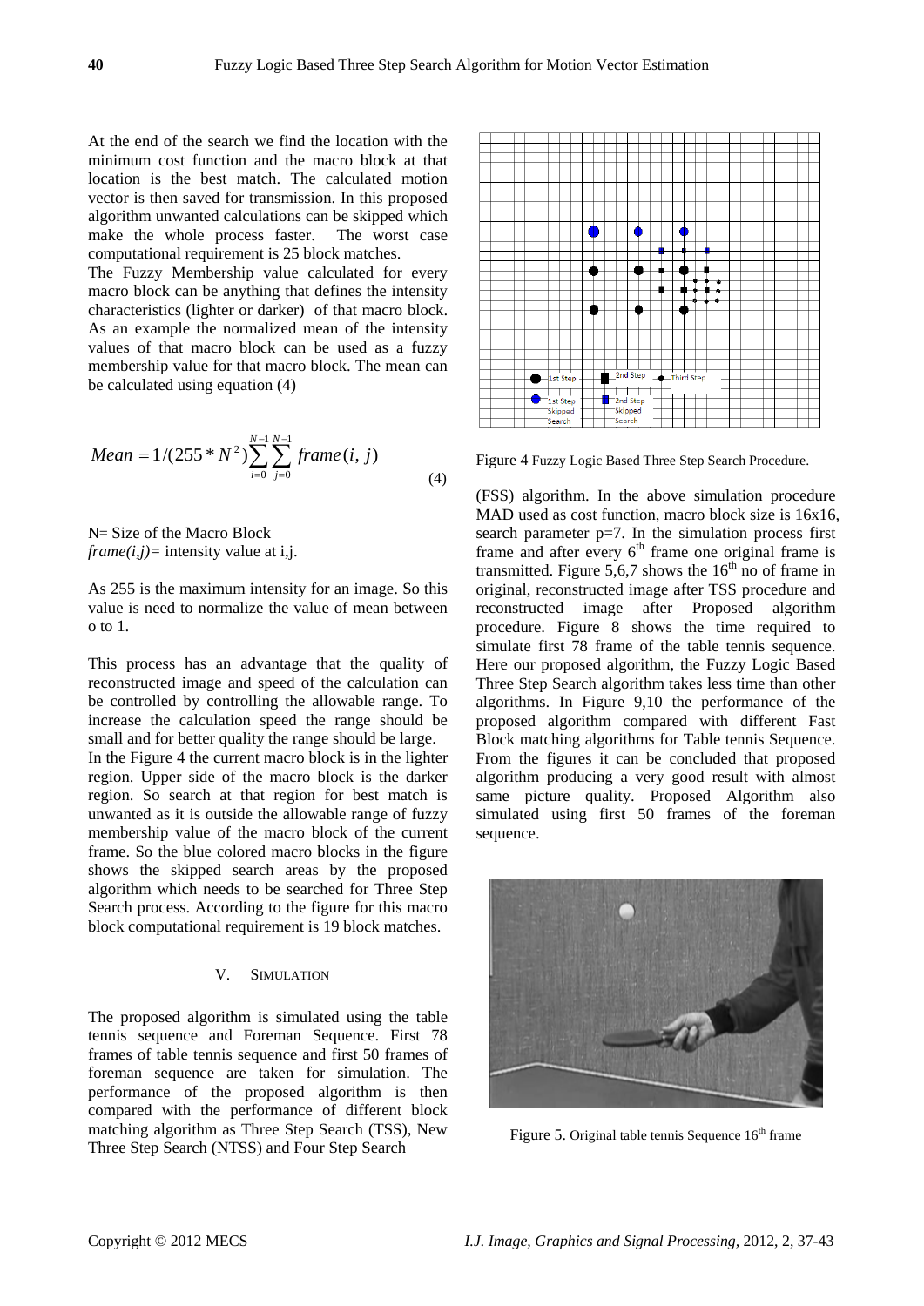At the end of the search we find the location with the minimum cost function and the macro block at that location is the best match. The calculated motion vector is then saved for transmission. In this proposed algorithm unwanted calculations can be skipped which make the whole process faster. The worst case computational requirement is 25 block matches.

The Fuzzy Membership value calculated for every macro block can be anything that defines the intensity characteristics (lighter or darker) of that macro block. As an example the normalized mean of the intensity values of that macro block can be used as a fuzzy membership value for that macro block. The mean can be calculated using equation (4)

$$Mean = 1/(255 * N^2)\sum_{i=0}^{N-1}\sum_{j=0}^{N-1} frame(i, j) \tag{4}$$

N= Size of the Macro Block
*frame(i,j)*= intensity value at i,j.

As 255 is the maximum intensity for an image. So this value is need to normalize the value of mean between o to 1.

This process has an advantage that the quality of reconstructed image and speed of the calculation can be controlled by controlling the allowable range. To increase the calculation speed the range should be small and for better quality the range should be large.

In the Figure 4 the current macro block is in the lighter region. Upper side of the macro block is the darker region. So search at that region for best match is unwanted as it is outside the allowable range of fuzzy membership value of the macro block of the current frame. So the blue colored macro blocks in the figure shows the skipped search areas by the proposed algorithm which needs to be searched for Three Step Search process. According to the figure for this macro block computational requirement is 19 block matches.

## V. SIMULATION

The proposed algorithm is simulated using the table tennis sequence and Foreman Sequence. First 78 frames of table tennis sequence and first 50 frames of foreman sequence are taken for simulation. The performance of the proposed algorithm is then compared with the performance of different block matching algorithm as Three Step Search (TSS), New Three Step Search (NTSS) and Four Step Search (FSS) algorithm. In the above simulation procedure MAD used as cost function, macro block size is 16x16, search parameter p=7. In the simulation process first frame and after every 6th frame one original frame is transmitted. Figure 5,6,7 shows the 16th no of frame in original, reconstructed image after TSS procedure and reconstructed image after Proposed algorithm procedure. Figure 8 shows the time required to simulate first 78 frame of the table tennis sequence. Here our proposed algorithm, the Fuzzy Logic Based Three Step Search algorithm takes less time than other algorithms. In Figure 9,10 the performance of the proposed algorithm compared with different Fast Block matching algorithms for Table tennis Sequence. From the figures it can be concluded that proposed algorithm producing a very good result with almost same picture quality. Proposed Algorithm also simulated using first 50 frames of the foreman sequence.

Figure 4 Fuzzy Logic Based Three Step Search Procedure.

Figure 5. Original table tennis Sequence 16th frame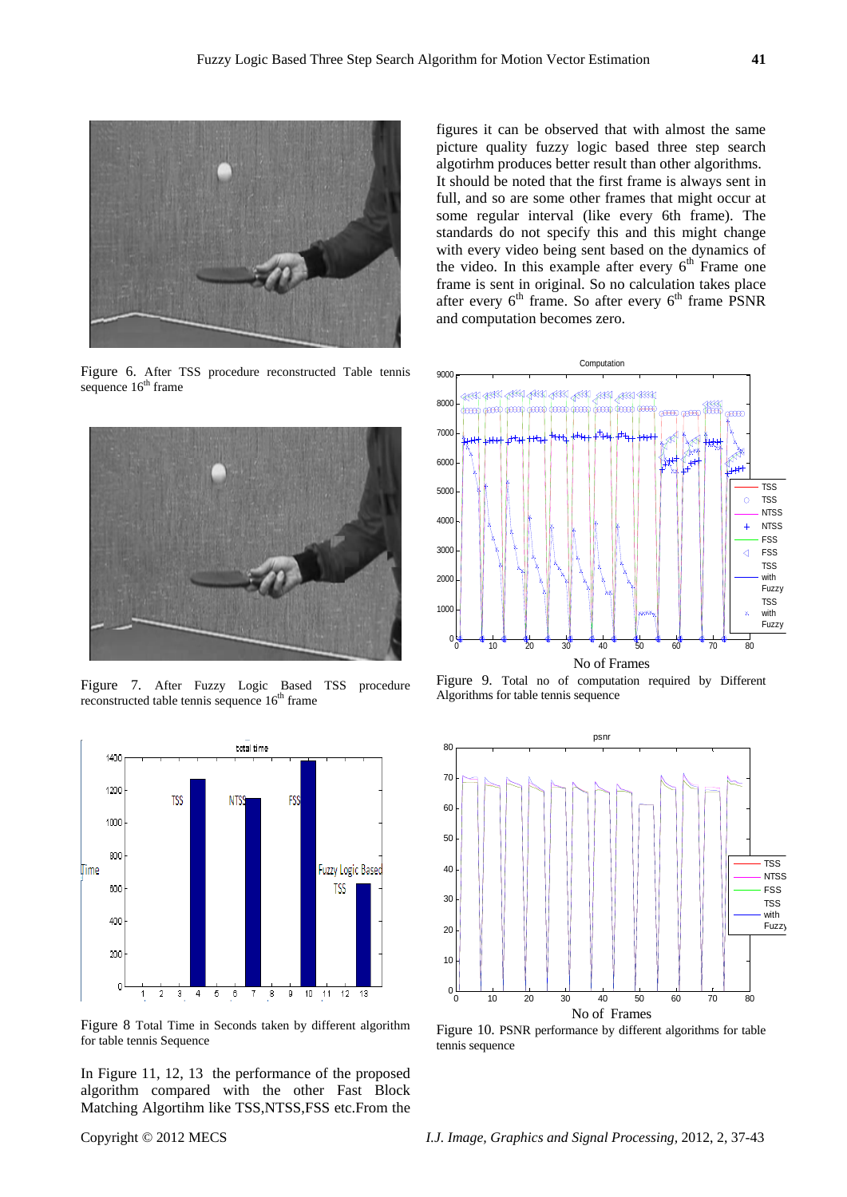Figure 6. After TSS procedure reconstructed Table tennis sequence 16th frame

Figure 7. After Fuzzy Logic Based TSS procedure reconstructed table tennis sequence 16th frame

Figure 8 Total Time in Seconds taken by different algorithm for table tennis Sequence

In Figure 11, 12, 13 the performance of the proposed algorithm compared with the other Fast Block Matching Algortihm like TSS,NTSS,FSS etc.From the figures it can be observed that with almost the same picture quality fuzzy logic based three step search algotirhm produces better result than other algorithms. It should be noted that the first frame is always sent in full, and so are some other frames that might occur at some regular interval (like every 6th frame). The standards do not specify this and this might change with every video being sent based on the dynamics of the video. In this example after every 6th Frame one frame is sent in original. So no calculation takes place after every 6th frame. So after every 6th frame PSNR and computation becomes zero.

Figure 9. Total no of computation required by Different Algorithms for table tennis sequence

Figure 10. PSNR performance by different algorithms for table tennis sequence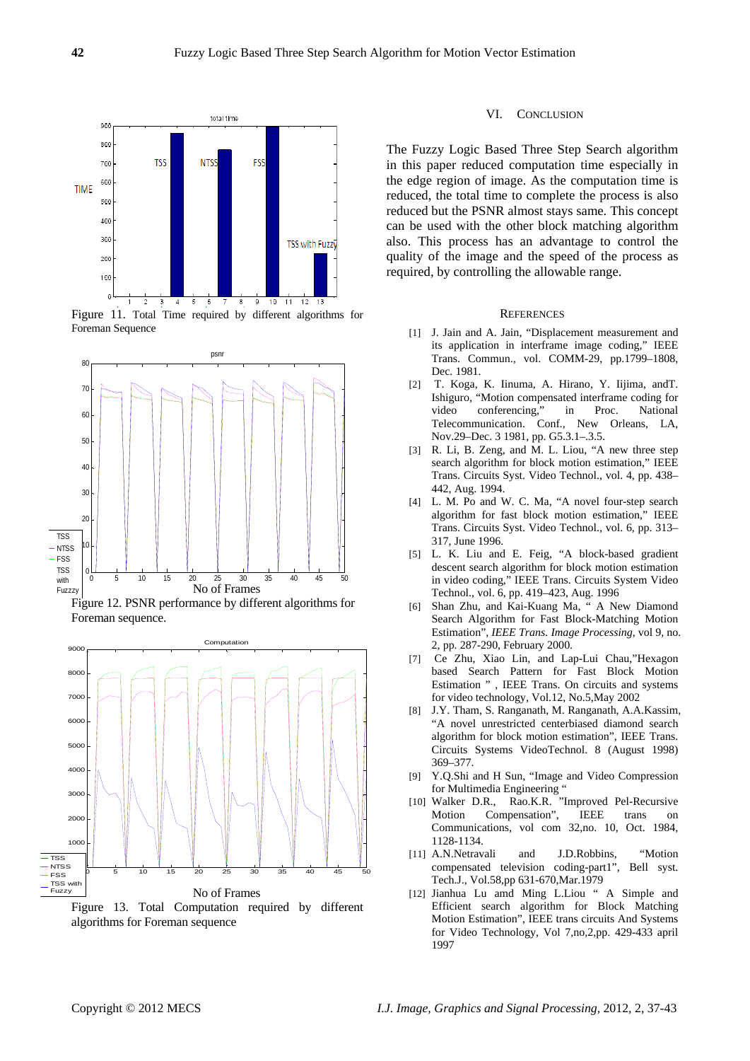Figure 11. Total Time required by different algorithms for Foreman Sequence

Figure 12. PSNR performance by different algorithms for Foreman sequence.

Figure 13. Total Computation required by different algorithms for Foreman sequence

## VI. CONCLUSION

The Fuzzy Logic Based Three Step Search algorithm in this paper reduced computation time especially in the edge region of image. As the computation time is reduced, the total time to complete the process is also reduced but the PSNR almost stays same. This concept can be used with the other block matching algorithm also. This process has an advantage to control the quality of the image and the speed of the process as required, by controlling the allowable range.

## REFERENCES

[1] J. Jain and A. Jain, "Displacement measurement and its application in interframe image coding," IEEE Trans. Commun., vol. COMM-29, pp.1799–1808, Dec. 1981.

[2] T. Koga, K. Iinuma, A. Hirano, Y. Iijima, andT. Ishiguro, "Motion compensated interframe coding for video conferencing," in Proc. National Telecommunication. Conf., New Orleans, LA, Nov.29–Dec. 3 1981, pp. G5.3.1–.3.5.

[3] R. Li, B. Zeng, and M. L. Liou, "A new three step search algorithm for block motion estimation," IEEE Trans. Circuits Syst. Video Technol., vol. 4, pp. 438–442, Aug. 1994.

[4] L. M. Po and W. C. Ma, "A novel four-step search algorithm for fast block motion estimation," IEEE Trans. Circuits Syst. Video Technol., vol. 6, pp. 313–317, June 1996.

[5] L. K. Liu and E. Feig, "A block-based gradient descent search algorithm for block motion estimation in video coding," IEEE Trans. Circuits System Video Technol., vol. 6, pp. 419–423, Aug. 1996

[6] Shan Zhu, and Kai-Kuang Ma, " A New Diamond Search Algorithm for Fast Block-Matching Motion Estimation", *IEEE Trans. Image Processing*, vol 9, no. 2, pp. 287-290, February 2000.

[7] Ce Zhu, Xiao Lin, and Lap-Lui Chau,"Hexagon based Search Pattern for Fast Block Motion Estimation " , IEEE Trans. On circuits and systems for video technology, Vol.12, No.5,May 2002

[8] J.Y. Tham, S. Ranganath, M. Ranganath, A.A.Kassim, "A novel unrestricted centerbiased diamond search algorithm for block motion estimation", IEEE Trans. Circuits Systems VideoTechnol. 8 (August 1998) 369–377.

[9] Y.Q.Shi and H Sun, "Image and Video Compression for Multimedia Engineering "

[10] Walker D.R., Rao.K.R. "Improved Pel-Recursive Motion Compensation", IEEE trans on Communications, vol com 32,no. 10, Oct. 1984, 1128-1134.

[11] A.N.Netravali and J.D.Robbins, "Motion compensated television coding-part1", Bell syst. Tech.J., Vol.58,pp 631-670,Mar.1979

[12] Jianhua Lu amd Ming L.Liou " A Simple and Efficient search algorithm for Block Matching Motion Estimation", IEEE trans circuits And Systems for Video Technology, Vol 7,no,2,pp. 429-433 april 1997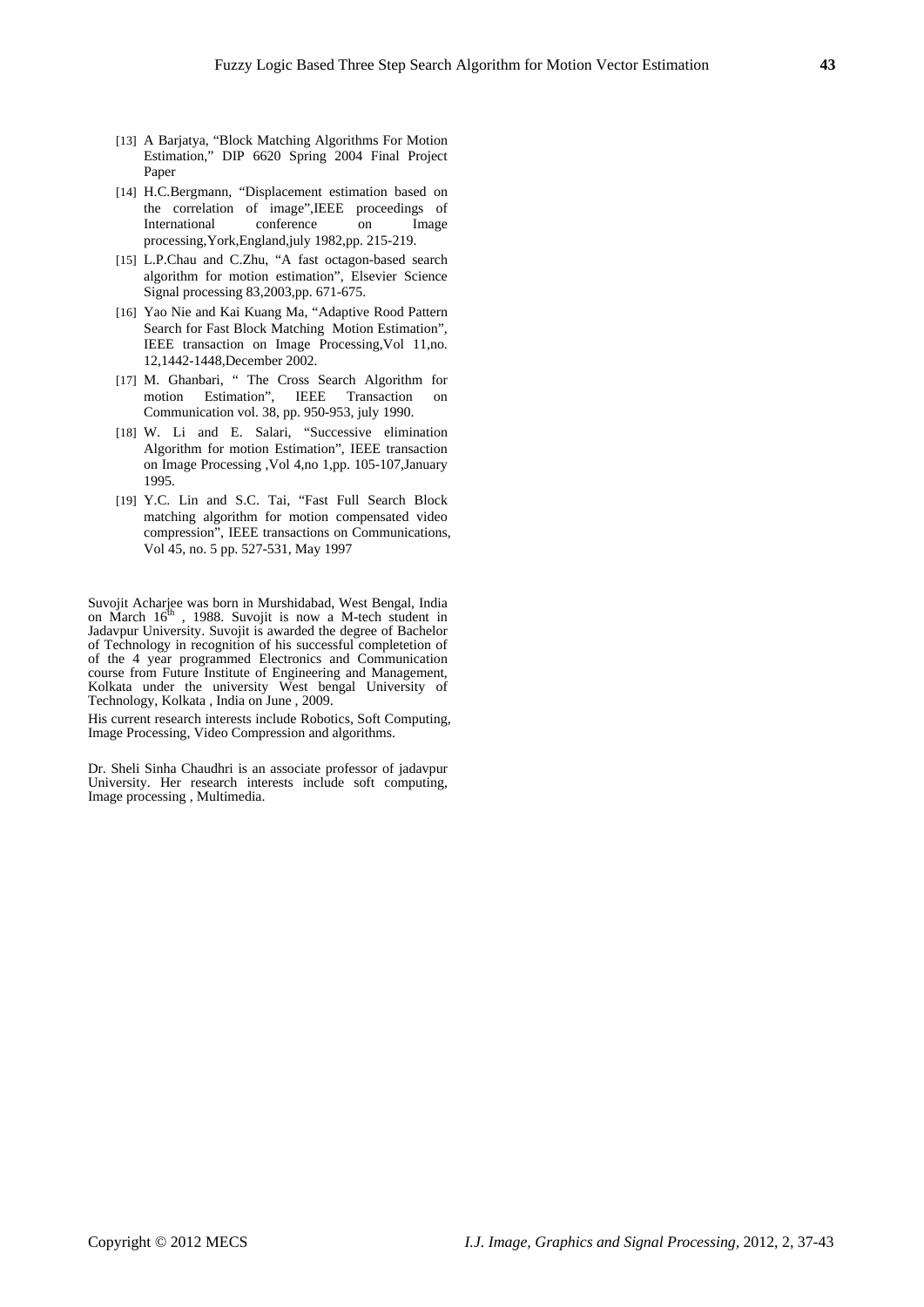[13] A Barjatya, "Block Matching Algorithms For Motion Estimation," DIP 6620 Spring 2004 Final Project Paper

[14] H.C.Bergmann, "Displacement estimation based on the correlation of image",IEEE proceedings of International conference on Image processing,York,England,july 1982,pp. 215-219.

[15] L.P.Chau and C.Zhu, "A fast octagon-based search algorithm for motion estimation", Elsevier Science Signal processing 83,2003,pp. 671-675.

[16] Yao Nie and Kai Kuang Ma, "Adaptive Rood Pattern Search for Fast Block Matching Motion Estimation", IEEE transaction on Image Processing,Vol 11,no. 12,1442-1448,December 2002.

[17] M. Ghanbari, " The Cross Search Algorithm for motion Estimation", IEEE Transaction on Communication vol. 38, pp. 950-953, july 1990.

[18] W. Li and E. Salari, "Successive elimination Algorithm for motion Estimation", IEEE transaction on Image Processing ,Vol 4,no 1,pp. 105-107,January 1995.

[19] Y.C. Lin and S.C. Tai, "Fast Full Search Block matching algorithm for motion compensated video compression", IEEE transactions on Communications, Vol 45, no. 5 pp. 527-531, May 1997

Suvojit Acharjee was born in Murshidabad, West Bengal, India on March 16th , 1988. Suvojit is now a M-tech student in Jadavpur University. Suvojit is awarded the degree of Bachelor of Technology in recognition of his successful completetion of of the 4 year programmed Electronics and Communication course from Future Institute of Engineering and Management, Kolkata under the university West bengal University of Technology, Kolkata , India on June , 2009.

His current research interests include Robotics, Soft Computing, Image Processing, Video Compression and algorithms.

Dr. Sheli Sinha Chaudhri is an associate professor of jadavpur University. Her research interests include soft computing, Image processing , Multimedia.